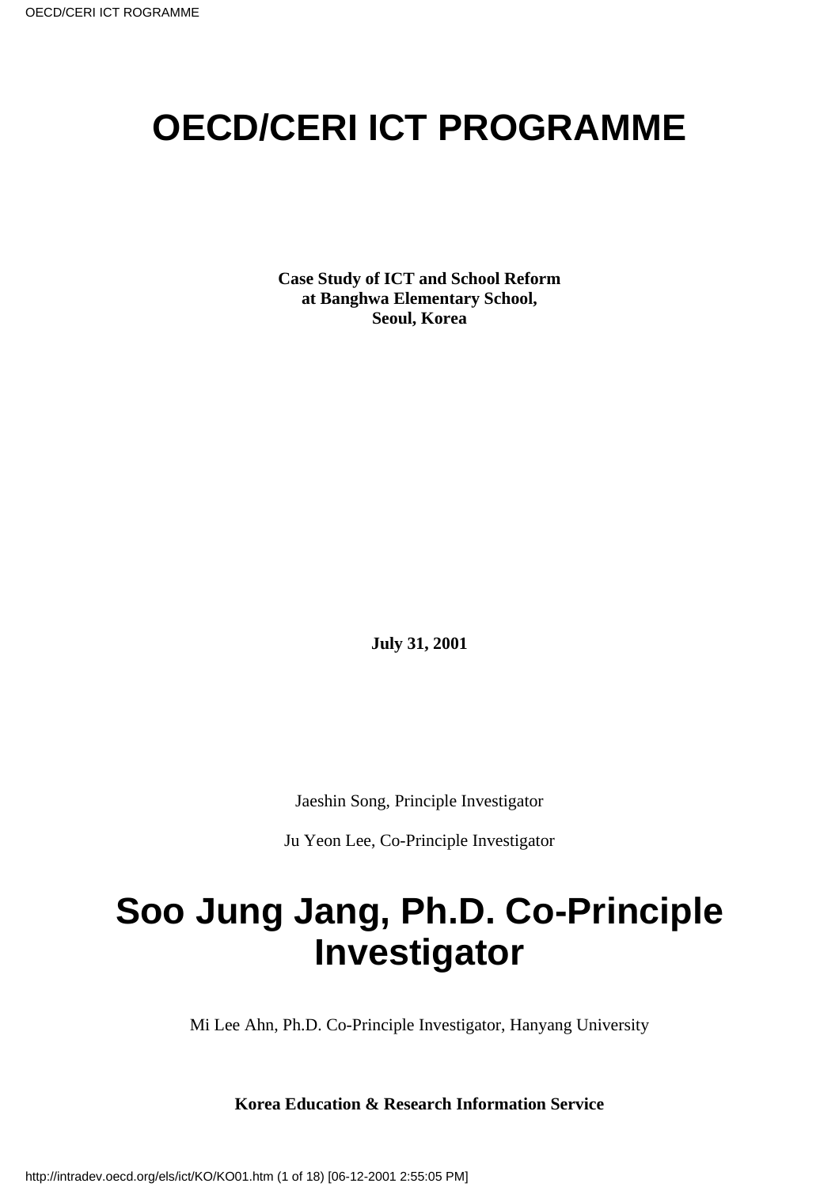# OECD/CERI ICT PROGRAMME

**Case Study of ICT and School Reform**
**at Banghwa Elementary School,**
**Seoul, Korea**

**July 31, 2001**

Jaeshin Song, Principle Investigator

Ju Yeon Lee, Co-Principle Investigator

# Soo Jung Jang, Ph.D. Co-Principle Investigator

Mi Lee Ahn, Ph.D. Co-Principle Investigator, Hanyang University

**Korea Education & Research Information Service**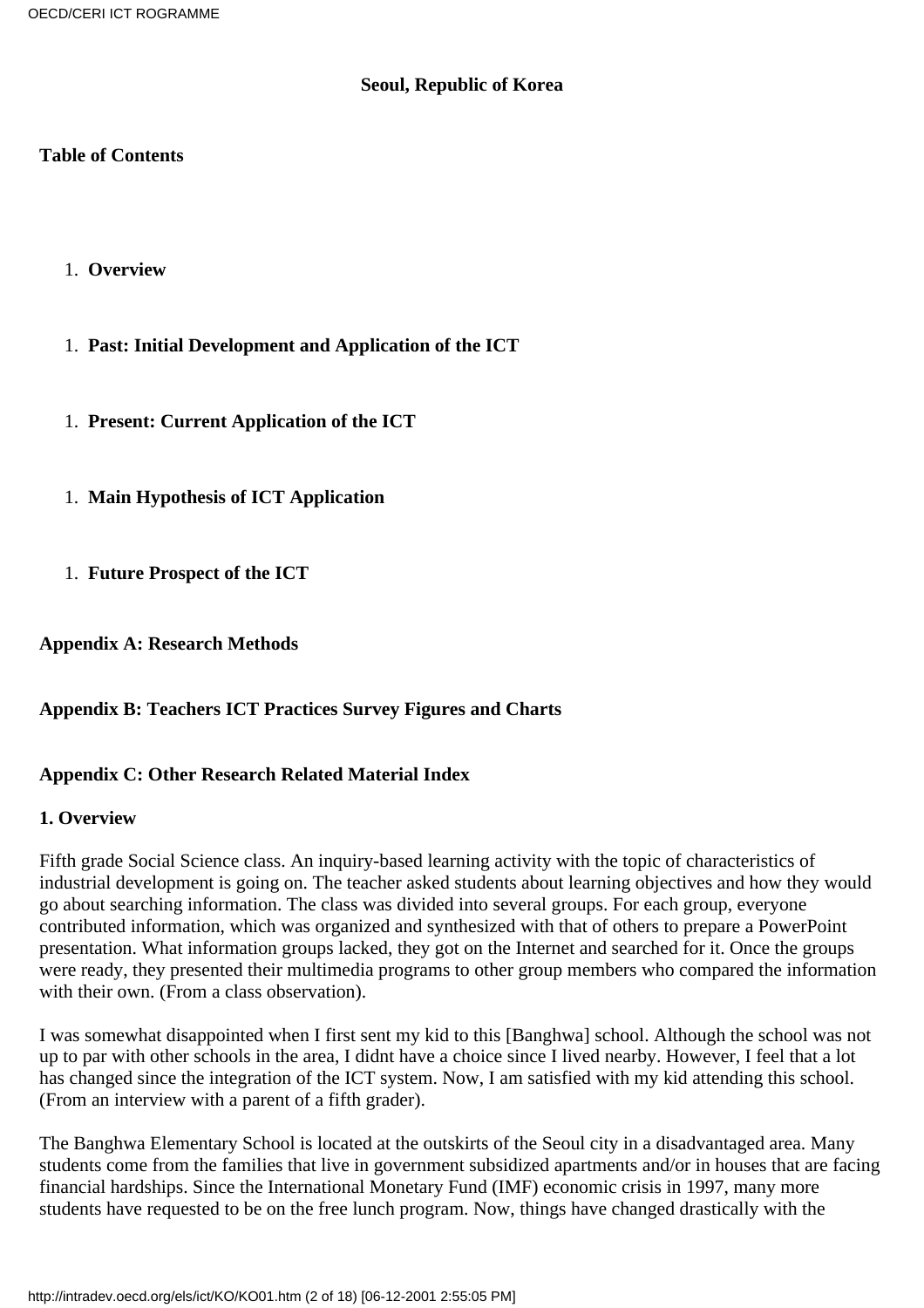**Seoul, Republic of Korea**

**Table of Contents**

1. **Overview**
1. **Past: Initial Development and Application of the ICT**
1. **Present: Current Application of the ICT**
1. **Main Hypothesis of ICT Application**
1. **Future Prospect of the ICT**

**Appendix A: Research Methods**

**Appendix B: Teachers ICT Practices Survey Figures and Charts**

**Appendix C: Other Research Related Material Index**

**1. Overview**

Fifth grade Social Science class. An inquiry-based learning activity with the topic of characteristics of industrial development is going on. The teacher asked students about learning objectives and how they would go about searching information. The class was divided into several groups. For each group, everyone contributed information, which was organized and synthesized with that of others to prepare a PowerPoint presentation. What information groups lacked, they got on the Internet and searched for it. Once the groups were ready, they presented their multimedia programs to other group members who compared the information with their own. (From a class observation).

I was somewhat disappointed when I first sent my kid to this [Banghwa] school. Although the school was not up to par with other schools in the area, I didnt have a choice since I lived nearby. However, I feel that a lot has changed since the integration of the ICT system. Now, I am satisfied with my kid attending this school. (From an interview with a parent of a fifth grader).

The Banghwa Elementary School is located at the outskirts of the Seoul city in a disadvantaged area. Many students come from the families that live in government subsidized apartments and/or in houses that are facing financial hardships. Since the International Monetary Fund (IMF) economic crisis in 1997, many more students have requested to be on the free lunch program. Now, things have changed drastically with the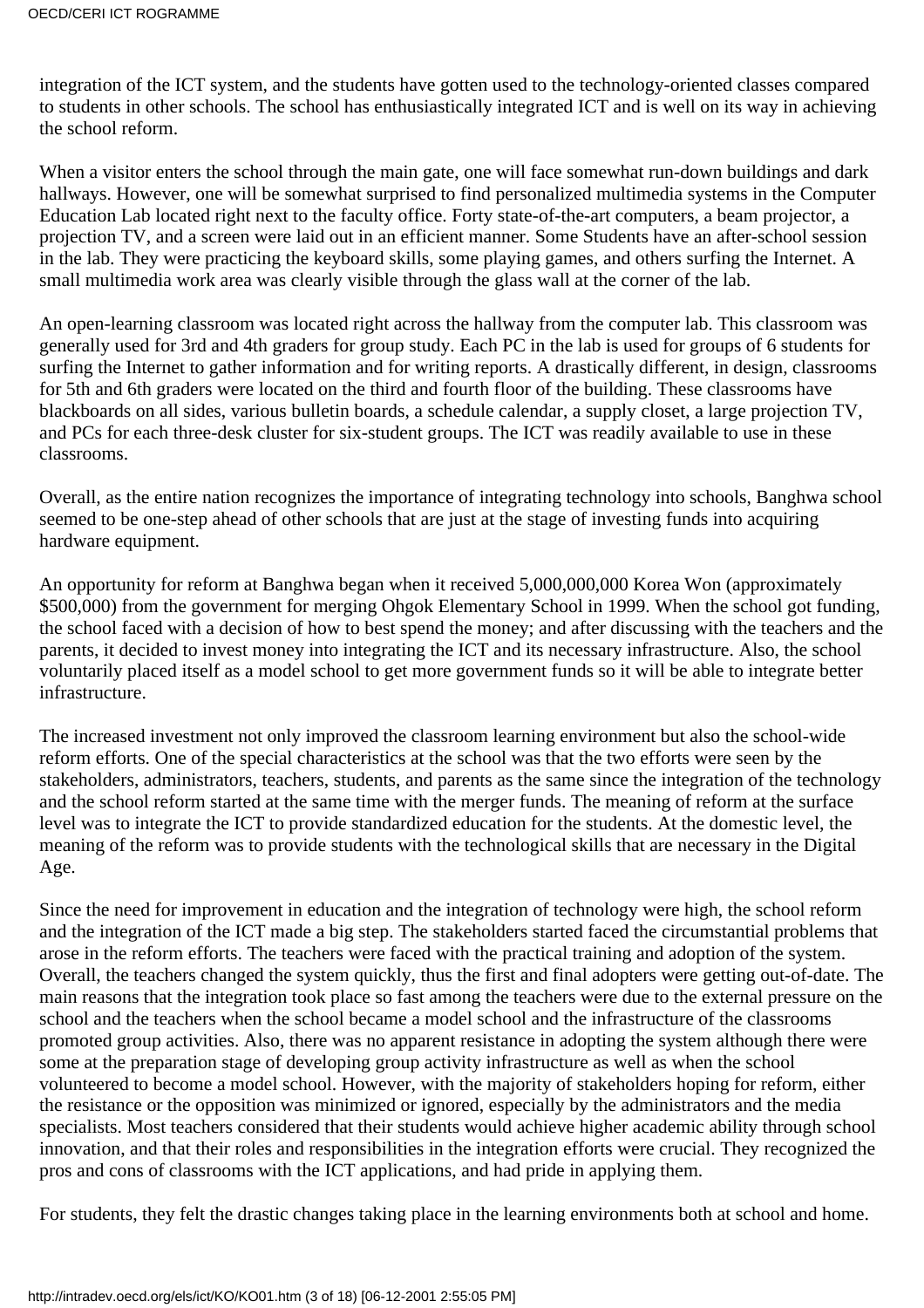integration of the ICT system, and the students have gotten used to the technology-oriented classes compared to students in other schools. The school has enthusiastically integrated ICT and is well on its way in achieving the school reform.

When a visitor enters the school through the main gate, one will face somewhat run-down buildings and dark hallways. However, one will be somewhat surprised to find personalized multimedia systems in the Computer Education Lab located right next to the faculty office. Forty state-of-the-art computers, a beam projector, a projection TV, and a screen were laid out in an efficient manner. Some Students have an after-school session in the lab. They were practicing the keyboard skills, some playing games, and others surfing the Internet. A small multimedia work area was clearly visible through the glass wall at the corner of the lab.

An open-learning classroom was located right across the hallway from the computer lab. This classroom was generally used for 3rd and 4th graders for group study. Each PC in the lab is used for groups of 6 students for surfing the Internet to gather information and for writing reports. A drastically different, in design, classrooms for 5th and 6th graders were located on the third and fourth floor of the building. These classrooms have blackboards on all sides, various bulletin boards, a schedule calendar, a supply closet, a large projection TV, and PCs for each three-desk cluster for six-student groups. The ICT was readily available to use in these classrooms.

Overall, as the entire nation recognizes the importance of integrating technology into schools, Banghwa school seemed to be one-step ahead of other schools that are just at the stage of investing funds into acquiring hardware equipment.

An opportunity for reform at Banghwa began when it received 5,000,000,000 Korea Won (approximately \$500,000) from the government for merging Ohgok Elementary School in 1999. When the school got funding, the school faced with a decision of how to best spend the money; and after discussing with the teachers and the parents, it decided to invest money into integrating the ICT and its necessary infrastructure. Also, the school voluntarily placed itself as a model school to get more government funds so it will be able to integrate better infrastructure.

The increased investment not only improved the classroom learning environment but also the school-wide reform efforts. One of the special characteristics at the school was that the two efforts were seen by the stakeholders, administrators, teachers, students, and parents as the same since the integration of the technology and the school reform started at the same time with the merger funds. The meaning of reform at the surface level was to integrate the ICT to provide standardized education for the students. At the domestic level, the meaning of the reform was to provide students with the technological skills that are necessary in the Digital Age.

Since the need for improvement in education and the integration of technology were high, the school reform and the integration of the ICT made a big step. The stakeholders started faced the circumstantial problems that arose in the reform efforts. The teachers were faced with the practical training and adoption of the system. Overall, the teachers changed the system quickly, thus the first and final adopters were getting out-of-date. The main reasons that the integration took place so fast among the teachers were due to the external pressure on the school and the teachers when the school became a model school and the infrastructure of the classrooms promoted group activities. Also, there was no apparent resistance in adopting the system although there were some at the preparation stage of developing group activity infrastructure as well as when the school volunteered to become a model school. However, with the majority of stakeholders hoping for reform, either the resistance or the opposition was minimized or ignored, especially by the administrators and the media specialists. Most teachers considered that their students would achieve higher academic ability through school innovation, and that their roles and responsibilities in the integration efforts were crucial. They recognized the pros and cons of classrooms with the ICT applications, and had pride in applying them.

For students, they felt the drastic changes taking place in the learning environments both at school and home.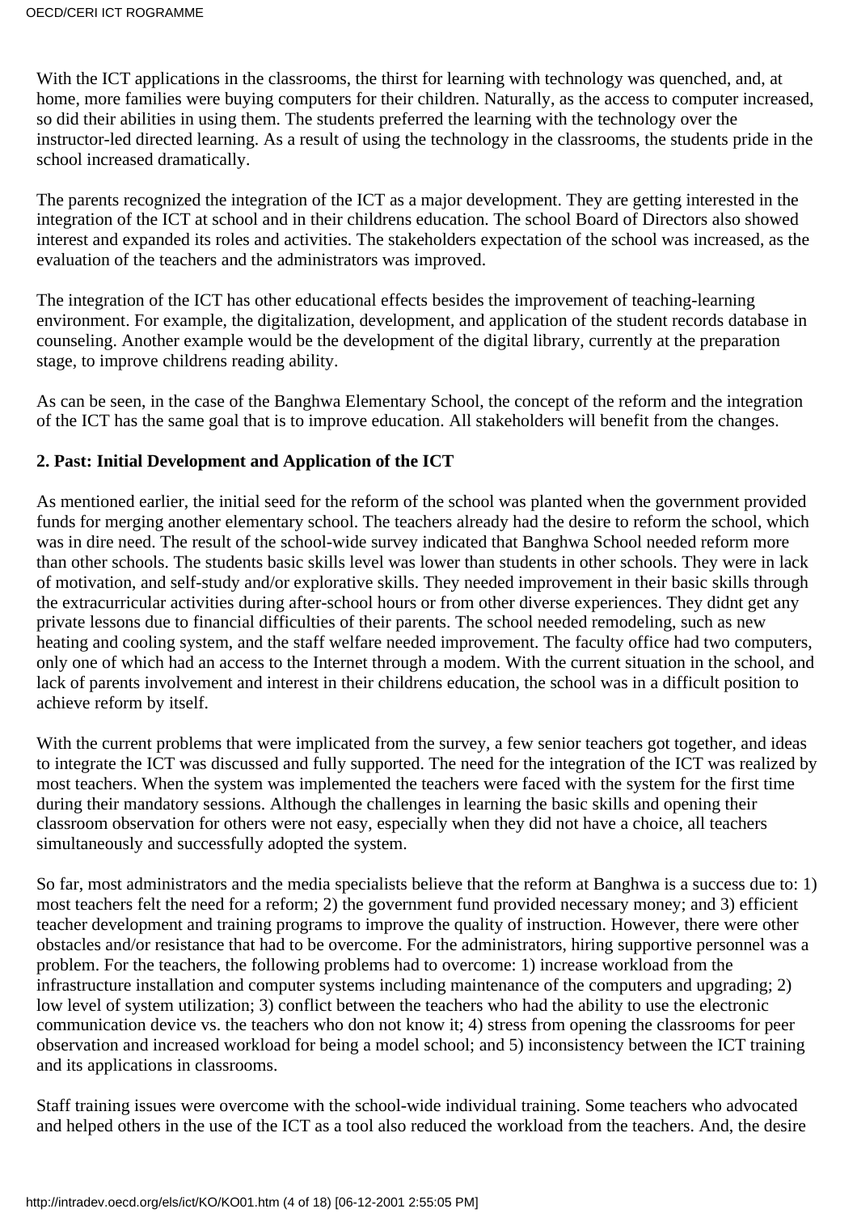With the ICT applications in the classrooms, the thirst for learning with technology was quenched, and, at home, more families were buying computers for their children. Naturally, as the access to computer increased, so did their abilities in using them. The students preferred the learning with the technology over the instructor-led directed learning. As a result of using the technology in the classrooms, the students pride in the school increased dramatically.

The parents recognized the integration of the ICT as a major development. They are getting interested in the integration of the ICT at school and in their childrens education. The school Board of Directors also showed interest and expanded its roles and activities. The stakeholders expectation of the school was increased, as the evaluation of the teachers and the administrators was improved.

The integration of the ICT has other educational effects besides the improvement of teaching-learning environment. For example, the digitalization, development, and application of the student records database in counseling. Another example would be the development of the digital library, currently at the preparation stage, to improve childrens reading ability.

As can be seen, in the case of the Banghwa Elementary School, the concept of the reform and the integration of the ICT has the same goal that is to improve education. All stakeholders will benefit from the changes.

**2. Past: Initial Development and Application of the ICT**

As mentioned earlier, the initial seed for the reform of the school was planted when the government provided funds for merging another elementary school. The teachers already had the desire to reform the school, which was in dire need. The result of the school-wide survey indicated that Banghwa School needed reform more than other schools. The students basic skills level was lower than students in other schools. They were in lack of motivation, and self-study and/or explorative skills. They needed improvement in their basic skills through the extracurricular activities during after-school hours or from other diverse experiences. They didnt get any private lessons due to financial difficulties of their parents. The school needed remodeling, such as new heating and cooling system, and the staff welfare needed improvement. The faculty office had two computers, only one of which had an access to the Internet through a modem. With the current situation in the school, and lack of parents involvement and interest in their childrens education, the school was in a difficult position to achieve reform by itself.

With the current problems that were implicated from the survey, a few senior teachers got together, and ideas to integrate the ICT was discussed and fully supported. The need for the integration of the ICT was realized by most teachers. When the system was implemented the teachers were faced with the system for the first time during their mandatory sessions. Although the challenges in learning the basic skills and opening their classroom observation for others were not easy, especially when they did not have a choice, all teachers simultaneously and successfully adopted the system.

So far, most administrators and the media specialists believe that the reform at Banghwa is a success due to: 1) most teachers felt the need for a reform; 2) the government fund provided necessary money; and 3) efficient teacher development and training programs to improve the quality of instruction. However, there were other obstacles and/or resistance that had to be overcome. For the administrators, hiring supportive personnel was a problem. For the teachers, the following problems had to overcome: 1) increase workload from the infrastructure installation and computer systems including maintenance of the computers and upgrading; 2) low level of system utilization; 3) conflict between the teachers who had the ability to use the electronic communication device vs. the teachers who don not know it; 4) stress from opening the classrooms for peer observation and increased workload for being a model school; and 5) inconsistency between the ICT training and its applications in classrooms.

Staff training issues were overcome with the school-wide individual training. Some teachers who advocated and helped others in the use of the ICT as a tool also reduced the workload from the teachers. And, the desire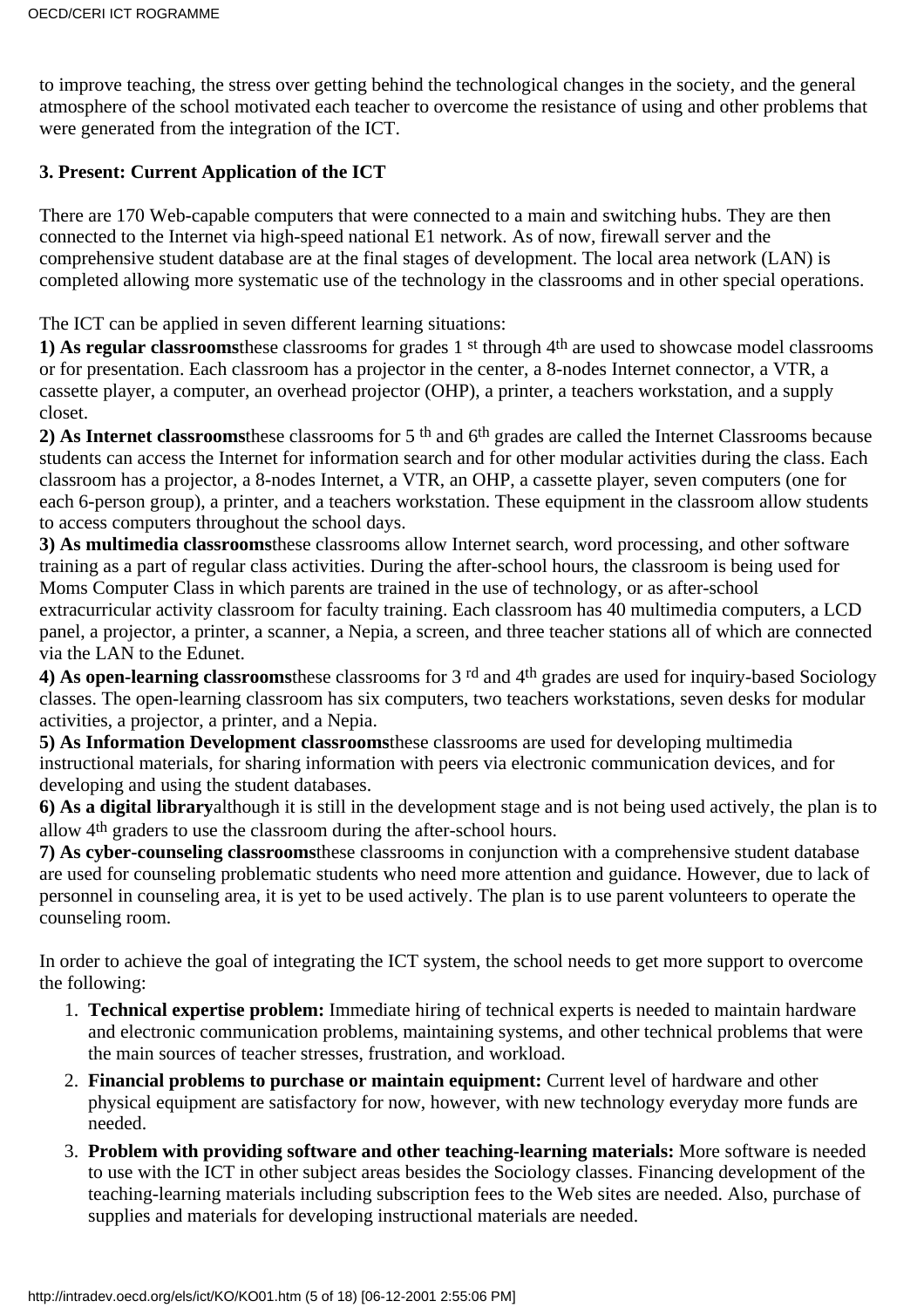to improve teaching, the stress over getting behind the technological changes in the society, and the general atmosphere of the school motivated each teacher to overcome the resistance of using and other problems that were generated from the integration of the ICT.

### 3. Present: Current Application of the ICT

There are 170 Web-capable computers that were connected to a main and switching hubs. They are then connected to the Internet via high-speed national E1 network. As of now, firewall server and the comprehensive student database are at the final stages of development. The local area network (LAN) is completed allowing more systematic use of the technology in the classrooms and in other special operations.

The ICT can be applied in seven different learning situations:

**1) As regular classrooms**these classrooms for grades 1 st through 4th are used to showcase model classrooms or for presentation. Each classroom has a projector in the center, a 8-nodes Internet connector, a VTR, a cassette player, a computer, an overhead projector (OHP), a printer, a teachers workstation, and a supply closet.

**2) As Internet classrooms**these classrooms for 5 th and 6th grades are called the Internet Classrooms because students can access the Internet for information search and for other modular activities during the class. Each classroom has a projector, a 8-nodes Internet, a VTR, an OHP, a cassette player, seven computers (one for each 6-person group), a printer, and a teachers workstation. These equipment in the classroom allow students to access computers throughout the school days.

**3) As multimedia classrooms**these classrooms allow Internet search, word processing, and other software training as a part of regular class activities. During the after-school hours, the classroom is being used for Moms Computer Class in which parents are trained in the use of technology, or as after-school extracurricular activity classroom for faculty training. Each classroom has 40 multimedia computers, a LCD panel, a projector, a printer, a scanner, a Nepia, a screen, and three teacher stations all of which are connected via the LAN to the Edunet.

**4) As open-learning classrooms**these classrooms for 3 rd and 4th grades are used for inquiry-based Sociology classes. The open-learning classroom has six computers, two teachers workstations, seven desks for modular activities, a projector, a printer, and a Nepia.

**5) As Information Development classrooms**these classrooms are used for developing multimedia instructional materials, for sharing information with peers via electronic communication devices, and for developing and using the student databases.

**6) As a digital library**although it is still in the development stage and is not being used actively, the plan is to allow 4th graders to use the classroom during the after-school hours.

**7) As cyber-counseling classrooms**these classrooms in conjunction with a comprehensive student database are used for counseling problematic students who need more attention and guidance. However, due to lack of personnel in counseling area, it is yet to be used actively. The plan is to use parent volunteers to operate the counseling room.

In order to achieve the goal of integrating the ICT system, the school needs to get more support to overcome the following:

1. **Technical expertise problem:** Immediate hiring of technical experts is needed to maintain hardware and electronic communication problems, maintaining systems, and other technical problems that were the main sources of teacher stresses, frustration, and workload.
2. **Financial problems to purchase or maintain equipment:** Current level of hardware and other physical equipment are satisfactory for now, however, with new technology everyday more funds are needed.
3. **Problem with providing software and other teaching-learning materials:** More software is needed to use with the ICT in other subject areas besides the Sociology classes. Financing development of the teaching-learning materials including subscription fees to the Web sites are needed. Also, purchase of supplies and materials for developing instructional materials are needed.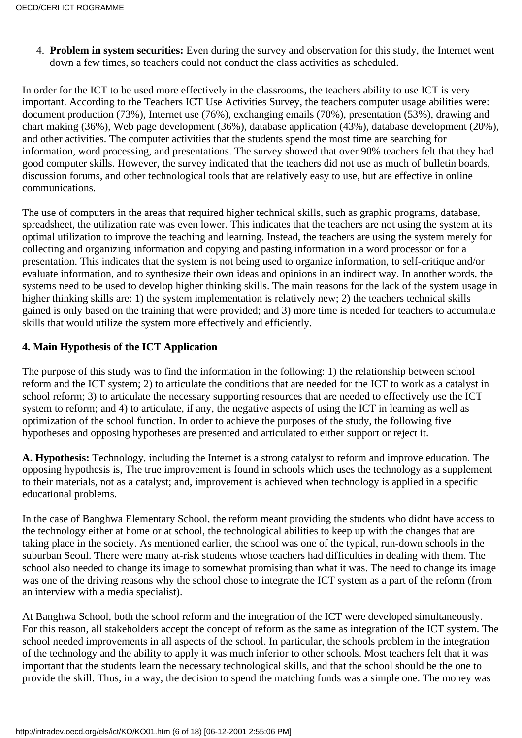4. **Problem in system securities:** Even during the survey and observation for this study, the Internet went down a few times, so teachers could not conduct the class activities as scheduled.

In order for the ICT to be used more effectively in the classrooms, the teachers ability to use ICT is very important. According to the Teachers ICT Use Activities Survey, the teachers computer usage abilities were: document production (73%), Internet use (76%), exchanging emails (70%), presentation (53%), drawing and chart making (36%), Web page development (36%), database application (43%), database development (20%), and other activities. The computer activities that the students spend the most time are searching for information, word processing, and presentations. The survey showed that over 90% teachers felt that they had good computer skills. However, the survey indicated that the teachers did not use as much of bulletin boards, discussion forums, and other technological tools that are relatively easy to use, but are effective in online communications.

The use of computers in the areas that required higher technical skills, such as graphic programs, database, spreadsheet, the utilization rate was even lower. This indicates that the teachers are not using the system at its optimal utilization to improve the teaching and learning. Instead, the teachers are using the system merely for collecting and organizing information and copying and pasting information in a word processor or for a presentation. This indicates that the system is not being used to organize information, to self-critique and/or evaluate information, and to synthesize their own ideas and opinions in an indirect way. In another words, the systems need to be used to develop higher thinking skills. The main reasons for the lack of the system usage in higher thinking skills are: 1) the system implementation is relatively new; 2) the teachers technical skills gained is only based on the training that were provided; and 3) more time is needed for teachers to accumulate skills that would utilize the system more effectively and efficiently.

**4. Main Hypothesis of the ICT Application**

The purpose of this study was to find the information in the following: 1) the relationship between school reform and the ICT system; 2) to articulate the conditions that are needed for the ICT to work as a catalyst in school reform; 3) to articulate the necessary supporting resources that are needed to effectively use the ICT system to reform; and 4) to articulate, if any, the negative aspects of using the ICT in learning as well as optimization of the school function. In order to achieve the purposes of the study, the following five hypotheses and opposing hypotheses are presented and articulated to either support or reject it.

**A. Hypothesis:** Technology, including the Internet is a strong catalyst to reform and improve education. The opposing hypothesis is, The true improvement is found in schools which uses the technology as a supplement to their materials, not as a catalyst; and, improvement is achieved when technology is applied in a specific educational problems.

In the case of Banghwa Elementary School, the reform meant providing the students who didnt have access to the technology either at home or at school, the technological abilities to keep up with the changes that are taking place in the society. As mentioned earlier, the school was one of the typical, run-down schools in the suburban Seoul. There were many at-risk students whose teachers had difficulties in dealing with them. The school also needed to change its image to somewhat promising than what it was. The need to change its image was one of the driving reasons why the school chose to integrate the ICT system as a part of the reform (from an interview with a media specialist).

At Banghwa School, both the school reform and the integration of the ICT were developed simultaneously. For this reason, all stakeholders accept the concept of reform as the same as integration of the ICT system. The school needed improvements in all aspects of the school. In particular, the schools problem in the integration of the technology and the ability to apply it was much inferior to other schools. Most teachers felt that it was important that the students learn the necessary technological skills, and that the school should be the one to provide the skill. Thus, in a way, the decision to spend the matching funds was a simple one. The money was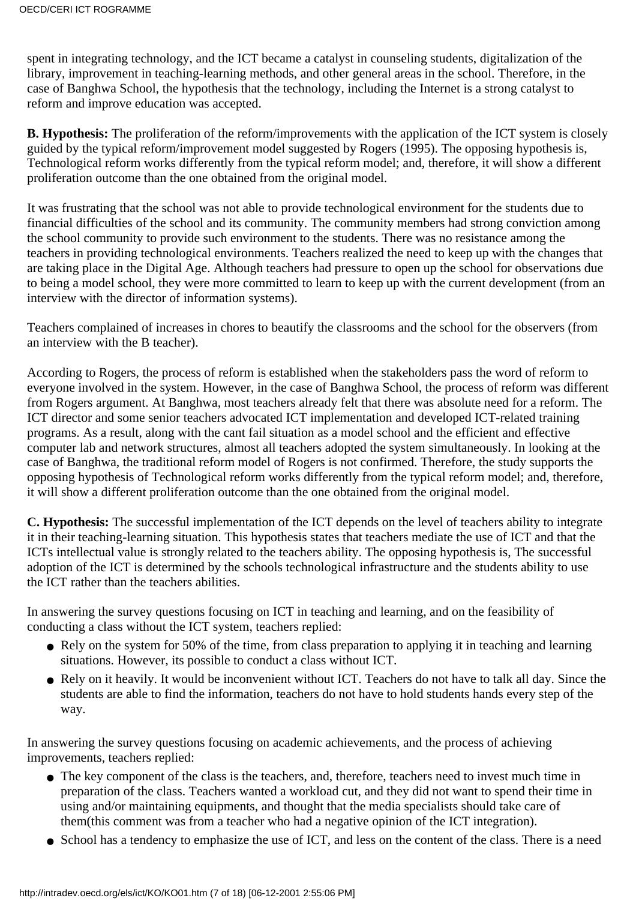spent in integrating technology, and the ICT became a catalyst in counseling students, digitalization of the library, improvement in teaching-learning methods, and other general areas in the school. Therefore, in the case of Banghwa School, the hypothesis that the technology, including the Internet is a strong catalyst to reform and improve education was accepted.

**B. Hypothesis:** The proliferation of the reform/improvements with the application of the ICT system is closely guided by the typical reform/improvement model suggested by Rogers (1995). The opposing hypothesis is, Technological reform works differently from the typical reform model; and, therefore, it will show a different proliferation outcome than the one obtained from the original model.

It was frustrating that the school was not able to provide technological environment for the students due to financial difficulties of the school and its community. The community members had strong conviction among the school community to provide such environment to the students. There was no resistance among the teachers in providing technological environments. Teachers realized the need to keep up with the changes that are taking place in the Digital Age. Although teachers had pressure to open up the school for observations due to being a model school, they were more committed to learn to keep up with the current development (from an interview with the director of information systems).

Teachers complained of increases in chores to beautify the classrooms and the school for the observers (from an interview with the B teacher).

According to Rogers, the process of reform is established when the stakeholders pass the word of reform to everyone involved in the system. However, in the case of Banghwa School, the process of reform was different from Rogers argument. At Banghwa, most teachers already felt that there was absolute need for a reform. The ICT director and some senior teachers advocated ICT implementation and developed ICT-related training programs. As a result, along with the cant fail situation as a model school and the efficient and effective computer lab and network structures, almost all teachers adopted the system simultaneously. In looking at the case of Banghwa, the traditional reform model of Rogers is not confirmed. Therefore, the study supports the opposing hypothesis of Technological reform works differently from the typical reform model; and, therefore, it will show a different proliferation outcome than the one obtained from the original model.

**C. Hypothesis:** The successful implementation of the ICT depends on the level of teachers ability to integrate it in their teaching-learning situation. This hypothesis states that teachers mediate the use of ICT and that the ICTs intellectual value is strongly related to the teachers ability. The opposing hypothesis is, The successful adoption of the ICT is determined by the schools technological infrastructure and the students ability to use the ICT rather than the teachers abilities.

In answering the survey questions focusing on ICT in teaching and learning, and on the feasibility of conducting a class without the ICT system, teachers replied:

- Rely on the system for 50% of the time, from class preparation to applying it in teaching and learning situations. However, its possible to conduct a class without ICT.
- Rely on it heavily. It would be inconvenient without ICT. Teachers do not have to talk all day. Since the students are able to find the information, teachers do not have to hold students hands every step of the way.

In answering the survey questions focusing on academic achievements, and the process of achieving improvements, teachers replied:

- The key component of the class is the teachers, and, therefore, teachers need to invest much time in preparation of the class. Teachers wanted a workload cut, and they did not want to spend their time in using and/or maintaining equipments, and thought that the media specialists should take care of them(this comment was from a teacher who had a negative opinion of the ICT integration).
- School has a tendency to emphasize the use of ICT, and less on the content of the class. There is a need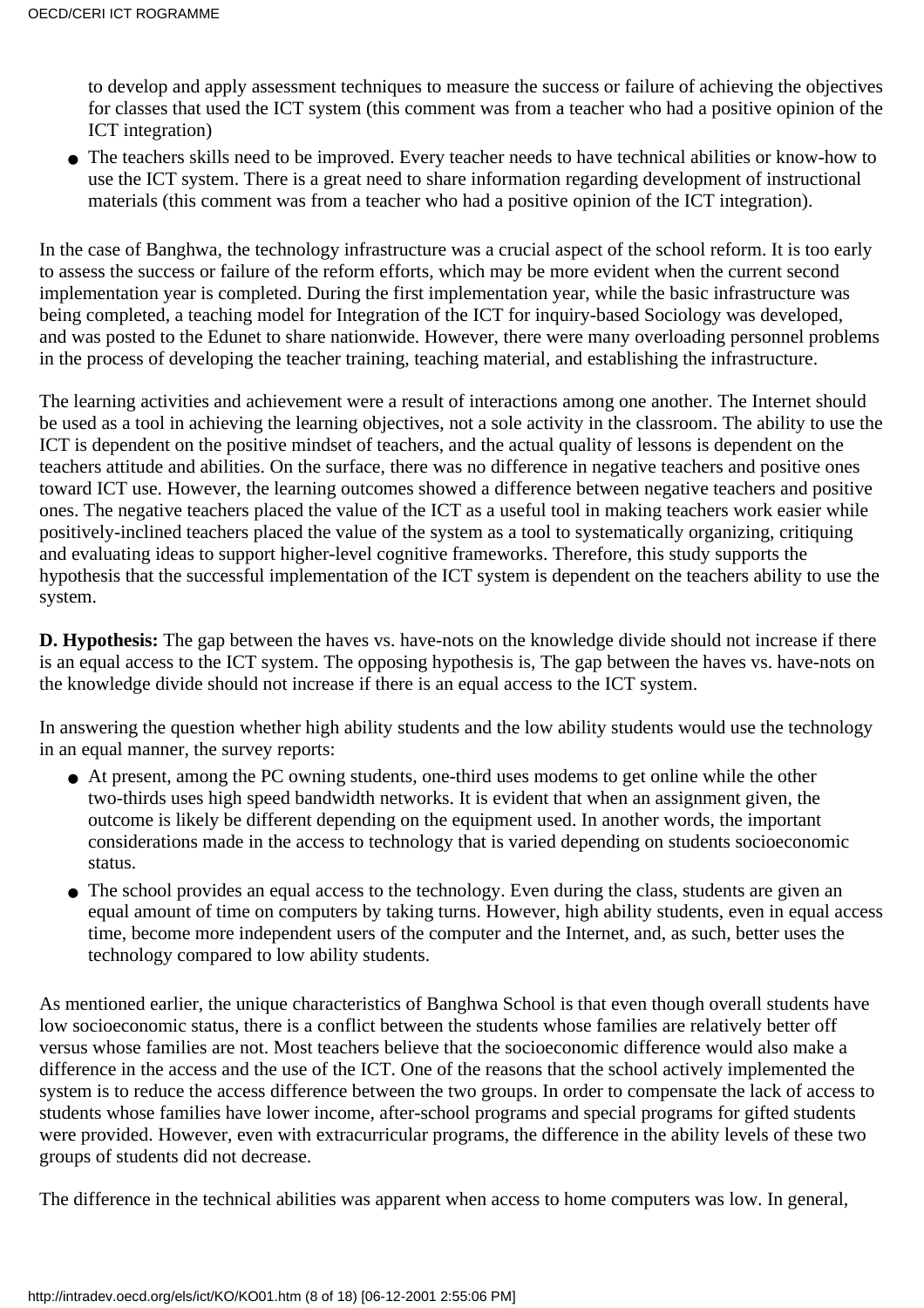to develop and apply assessment techniques to measure the success or failure of achieving the objectives for classes that used the ICT system (this comment was from a teacher who had a positive opinion of the ICT integration)

- The teachers skills need to be improved. Every teacher needs to have technical abilities or know-how to use the ICT system. There is a great need to share information regarding development of instructional materials (this comment was from a teacher who had a positive opinion of the ICT integration).

In the case of Banghwa, the technology infrastructure was a crucial aspect of the school reform. It is too early to assess the success or failure of the reform efforts, which may be more evident when the current second implementation year is completed. During the first implementation year, while the basic infrastructure was being completed, a teaching model for Integration of the ICT for inquiry-based Sociology was developed, and was posted to the Edunet to share nationwide. However, there were many overloading personnel problems in the process of developing the teacher training, teaching material, and establishing the infrastructure.

The learning activities and achievement were a result of interactions among one another. The Internet should be used as a tool in achieving the learning objectives, not a sole activity in the classroom. The ability to use the ICT is dependent on the positive mindset of teachers, and the actual quality of lessons is dependent on the teachers attitude and abilities. On the surface, there was no difference in negative teachers and positive ones toward ICT use. However, the learning outcomes showed a difference between negative teachers and positive ones. The negative teachers placed the value of the ICT as a useful tool in making teachers work easier while positively-inclined teachers placed the value of the system as a tool to systematically organizing, critiquing and evaluating ideas to support higher-level cognitive frameworks. Therefore, this study supports the hypothesis that the successful implementation of the ICT system is dependent on the teachers ability to use the system.

**D. Hypothesis:** The gap between the haves vs. have-nots on the knowledge divide should not increase if there is an equal access to the ICT system. The opposing hypothesis is, The gap between the haves vs. have-nots on the knowledge divide should not increase if there is an equal access to the ICT system.

In answering the question whether high ability students and the low ability students would use the technology in an equal manner, the survey reports:

- At present, among the PC owning students, one-third uses modems to get online while the other two-thirds uses high speed bandwidth networks. It is evident that when an assignment given, the outcome is likely be different depending on the equipment used. In another words, the important considerations made in the access to technology that is varied depending on students socioeconomic status.
- The school provides an equal access to the technology. Even during the class, students are given an equal amount of time on computers by taking turns. However, high ability students, even in equal access time, become more independent users of the computer and the Internet, and, as such, better uses the technology compared to low ability students.

As mentioned earlier, the unique characteristics of Banghwa School is that even though overall students have low socioeconomic status, there is a conflict between the students whose families are relatively better off versus whose families are not. Most teachers believe that the socioeconomic difference would also make a difference in the access and the use of the ICT. One of the reasons that the school actively implemented the system is to reduce the access difference between the two groups. In order to compensate the lack of access to students whose families have lower income, after-school programs and special programs for gifted students were provided. However, even with extracurricular programs, the difference in the ability levels of these two groups of students did not decrease.

The difference in the technical abilities was apparent when access to home computers was low. In general,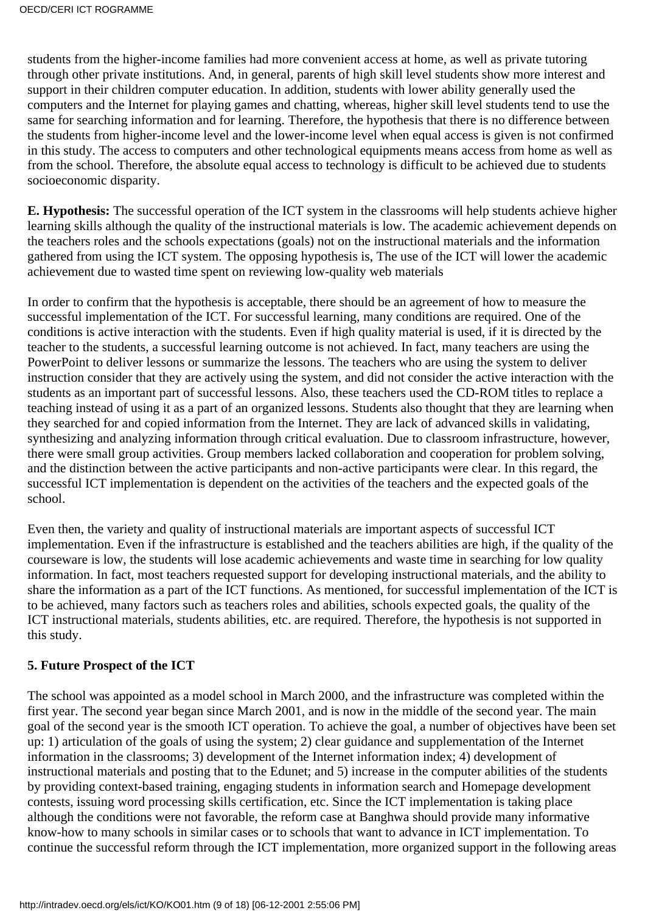students from the higher-income families had more convenient access at home, as well as private tutoring through other private institutions. And, in general, parents of high skill level students show more interest and support in their children computer education. In addition, students with lower ability generally used the computers and the Internet for playing games and chatting, whereas, higher skill level students tend to use the same for searching information and for learning. Therefore, the hypothesis that there is no difference between the students from higher-income level and the lower-income level when equal access is given is not confirmed in this study. The access to computers and other technological equipments means access from home as well as from the school. Therefore, the absolute equal access to technology is difficult to be achieved due to students socioeconomic disparity.

**E. Hypothesis:** The successful operation of the ICT system in the classrooms will help students achieve higher learning skills although the quality of the instructional materials is low. The academic achievement depends on the teachers roles and the schools expectations (goals) not on the instructional materials and the information gathered from using the ICT system. The opposing hypothesis is, The use of the ICT will lower the academic achievement due to wasted time spent on reviewing low-quality web materials

In order to confirm that the hypothesis is acceptable, there should be an agreement of how to measure the successful implementation of the ICT. For successful learning, many conditions are required. One of the conditions is active interaction with the students. Even if high quality material is used, if it is directed by the teacher to the students, a successful learning outcome is not achieved. In fact, many teachers are using the PowerPoint to deliver lessons or summarize the lessons. The teachers who are using the system to deliver instruction consider that they are actively using the system, and did not consider the active interaction with the students as an important part of successful lessons. Also, these teachers used the CD-ROM titles to replace a teaching instead of using it as a part of an organized lessons. Students also thought that they are learning when they searched for and copied information from the Internet. They are lack of advanced skills in validating, synthesizing and analyzing information through critical evaluation. Due to classroom infrastructure, however, there were small group activities. Group members lacked collaboration and cooperation for problem solving, and the distinction between the active participants and non-active participants were clear. In this regard, the successful ICT implementation is dependent on the activities of the teachers and the expected goals of the school.

Even then, the variety and quality of instructional materials are important aspects of successful ICT implementation. Even if the infrastructure is established and the teachers abilities are high, if the quality of the courseware is low, the students will lose academic achievements and waste time in searching for low quality information. In fact, most teachers requested support for developing instructional materials, and the ability to share the information as a part of the ICT functions. As mentioned, for successful implementation of the ICT is to be achieved, many factors such as teachers roles and abilities, schools expected goals, the quality of the ICT instructional materials, students abilities, etc. are required. Therefore, the hypothesis is not supported in this study.

### 5. Future Prospect of the ICT

The school was appointed as a model school in March 2000, and the infrastructure was completed within the first year. The second year began since March 2001, and is now in the middle of the second year. The main goal of the second year is the smooth ICT operation. To achieve the goal, a number of objectives have been set up: 1) articulation of the goals of using the system; 2) clear guidance and supplementation of the Internet information in the classrooms; 3) development of the Internet information index; 4) development of instructional materials and posting that to the Edunet; and 5) increase in the computer abilities of the students by providing context-based training, engaging students in information search and Homepage development contests, issuing word processing skills certification, etc. Since the ICT implementation is taking place although the conditions were not favorable, the reform case at Banghwa should provide many informative know-how to many schools in similar cases or to schools that want to advance in ICT implementation. To continue the successful reform through the ICT implementation, more organized support in the following areas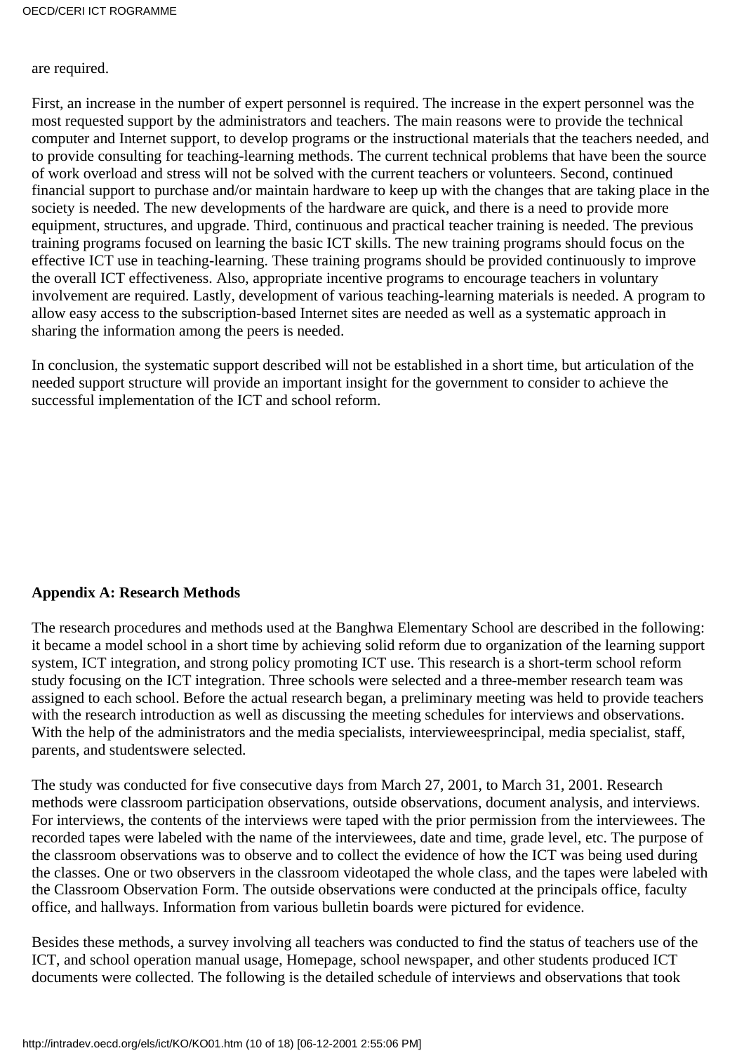are required.

First, an increase in the number of expert personnel is required. The increase in the expert personnel was the most requested support by the administrators and teachers. The main reasons were to provide the technical computer and Internet support, to develop programs or the instructional materials that the teachers needed, and to provide consulting for teaching-learning methods. The current technical problems that have been the source of work overload and stress will not be solved with the current teachers or volunteers. Second, continued financial support to purchase and/or maintain hardware to keep up with the changes that are taking place in the society is needed. The new developments of the hardware are quick, and there is a need to provide more equipment, structures, and upgrade. Third, continuous and practical teacher training is needed. The previous training programs focused on learning the basic ICT skills. The new training programs should focus on the effective ICT use in teaching-learning. These training programs should be provided continuously to improve the overall ICT effectiveness. Also, appropriate incentive programs to encourage teachers in voluntary involvement are required. Lastly, development of various teaching-learning materials is needed. A program to allow easy access to the subscription-based Internet sites are needed as well as a systematic approach in sharing the information among the peers is needed.

In conclusion, the systematic support described will not be established in a short time, but articulation of the needed support structure will provide an important insight for the government to consider to achieve the successful implementation of the ICT and school reform.

**Appendix A: Research Methods**

The research procedures and methods used at the Banghwa Elementary School are described in the following: it became a model school in a short time by achieving solid reform due to organization of the learning support system, ICT integration, and strong policy promoting ICT use. This research is a short-term school reform study focusing on the ICT integration. Three schools were selected and a three-member research team was assigned to each school. Before the actual research began, a preliminary meeting was held to provide teachers with the research introduction as well as discussing the meeting schedules for interviews and observations. With the help of the administrators and the media specialists, intervieweesprincipal, media specialist, staff, parents, and studentswere selected.

The study was conducted for five consecutive days from March 27, 2001, to March 31, 2001. Research methods were classroom participation observations, outside observations, document analysis, and interviews. For interviews, the contents of the interviews were taped with the prior permission from the interviewees. The recorded tapes were labeled with the name of the interviewees, date and time, grade level, etc. The purpose of the classroom observations was to observe and to collect the evidence of how the ICT was being used during the classes. One or two observers in the classroom videotaped the whole class, and the tapes were labeled with the Classroom Observation Form. The outside observations were conducted at the principals office, faculty office, and hallways. Information from various bulletin boards were pictured for evidence.

Besides these methods, a survey involving all teachers was conducted to find the status of teachers use of the ICT, and school operation manual usage, Homepage, school newspaper, and other students produced ICT documents were collected. The following is the detailed schedule of interviews and observations that took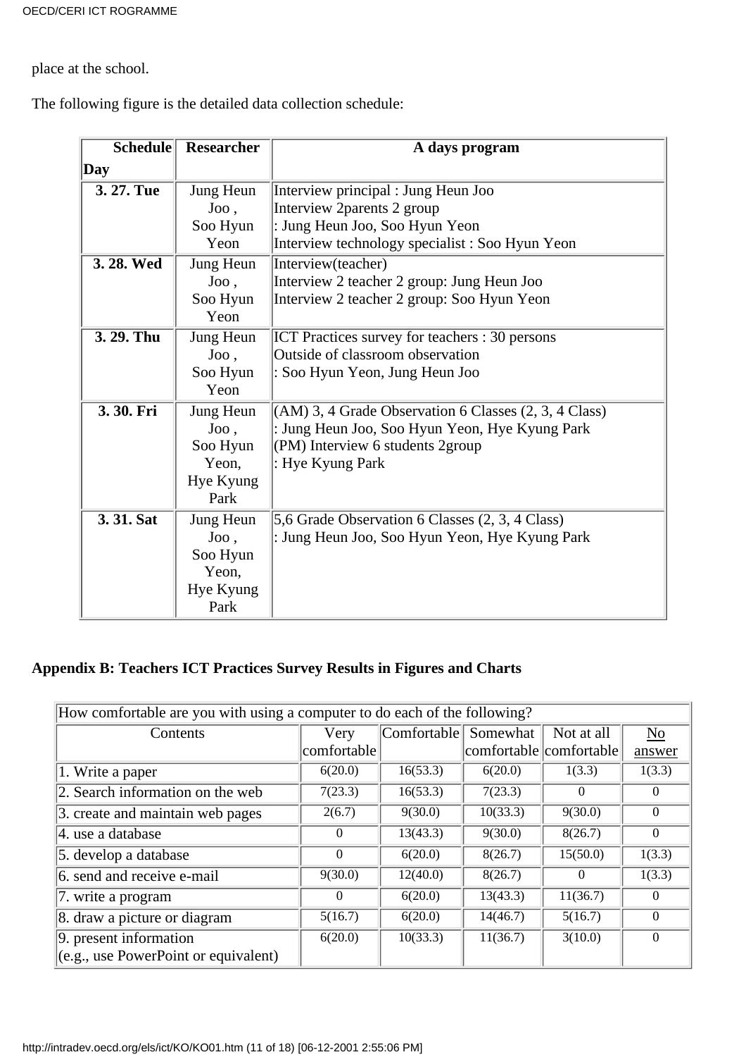place at the school.

The following figure is the detailed data collection schedule:

| Schedule Day | Researcher | A days program |
|---|---|---|
| 3. 27. Tue | Jung Heun Joo , Soo Hyun Yeon | Interview principal : Jung Heun Joo<br>Interview 2parents 2 group<br>: Jung Heun Joo, Soo Hyun Yeon<br>Interview technology specialist : Soo Hyun Yeon |
| 3. 28. Wed | Jung Heun Joo , Soo Hyun Yeon | Interview(teacher)<br>Interview 2 teacher 2 group: Jung Heun Joo<br>Interview 2 teacher 2 group: Soo Hyun Yeon |
| 3. 29. Thu | Jung Heun Joo , Soo Hyun Yeon | ICT Practices survey for teachers : 30 persons<br>Outside of classroom observation<br>: Soo Hyun Yeon, Jung Heun Joo |
| 3. 30. Fri | Jung Heun Joo , Soo Hyun Yeon, Hye Kyung Park | (AM) 3, 4 Grade Observation 6 Classes (2, 3, 4 Class)<br>: Jung Heun Joo, Soo Hyun Yeon, Hye Kyung Park<br>(PM) Interview 6 students 2group<br>: Hye Kyung Park |
| 3. 31. Sat | Jung Heun Joo , Soo Hyun Yeon, Hye Kyung Park | 5,6 Grade Observation 6 Classes (2, 3, 4 Class)<br>: Jung Heun Joo, Soo Hyun Yeon, Hye Kyung Park |

**Appendix B: Teachers ICT Practices Survey Results in Figures and Charts**

| How comfortable are you with using a computer to do each of the following? | | | | | |
|---|---|---|---|---|---|
| Contents | Very comfortable | Comfortable | Somewhat comfortable | Not at all comfortable | No answer |
| 1. Write a paper | 6(20.0) | 16(53.3) | 6(20.0) | 1(3.3) | 1(3.3) |
| 2. Search information on the web | 7(23.3) | 16(53.3) | 7(23.3) | 0 | 0 |
| 3. create and maintain web pages | 2(6.7) | 9(30.0) | 10(33.3) | 9(30.0) | 0 |
| 4. use a database | 0 | 13(43.3) | 9(30.0) | 8(26.7) | 0 |
| 5. develop a database | 0 | 6(20.0) | 8(26.7) | 15(50.0) | 1(3.3) |
| 6. send and receive e-mail | 9(30.0) | 12(40.0) | 8(26.7) | 0 | 1(3.3) |
| 7. write a program | 0 | 6(20.0) | 13(43.3) | 11(36.7) | 0 |
| 8. draw a picture or diagram | 5(16.7) | 6(20.0) | 14(46.7) | 5(16.7) | 0 |
| 9. present information (e.g., use PowerPoint or equivalent) | 6(20.0) | 10(33.3) | 11(36.7) | 3(10.0) | 0 |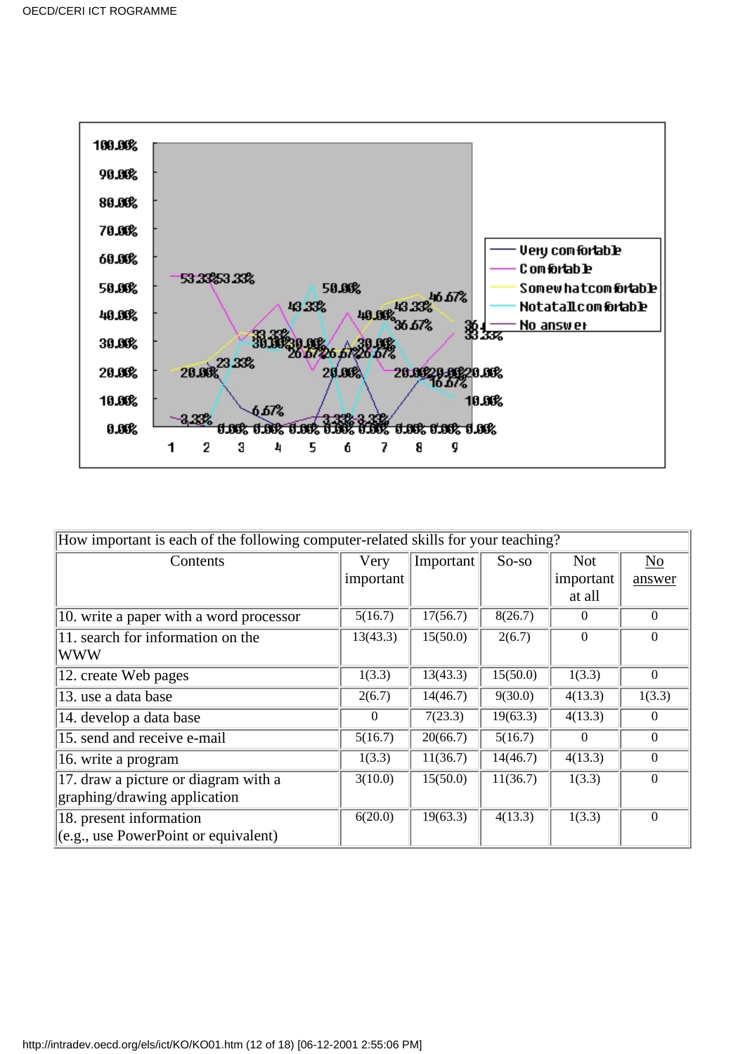| How important is each of the following computer-related skills for your teaching? | | | | | |
|---|---|---|---|---|---|
| Contents | Very important | Important | So-so | Not important at all | No answer |
| 10. write a paper with a word processor | 5(16.7) | 17(56.7) | 8(26.7) | 0 | 0 |
| 11. search for information on the WWW | 13(43.3) | 15(50.0) | 2(6.7) | 0 | 0 |
| 12. create Web pages | 1(3.3) | 13(43.3) | 15(50.0) | 1(3.3) | 0 |
| 13. use a data base | 2(6.7) | 14(46.7) | 9(30.0) | 4(13.3) | 1(3.3) |
| 14. develop a data base | 0 | 7(23.3) | 19(63.3) | 4(13.3) | 0 |
| 15. send and receive e-mail | 5(16.7) | 20(66.7) | 5(16.7) | 0 | 0 |
| 16. write a program | 1(3.3) | 11(36.7) | 14(46.7) | 4(13.3) | 0 |
| 17. draw a picture or diagram with a graphing/drawing application | 3(10.0) | 15(50.0) | 11(36.7) | 1(3.3) | 0 |
| 18. present information (e.g., use PowerPoint or equivalent) | 6(20.0) | 19(63.3) | 4(13.3) | 1(3.3) | 0 |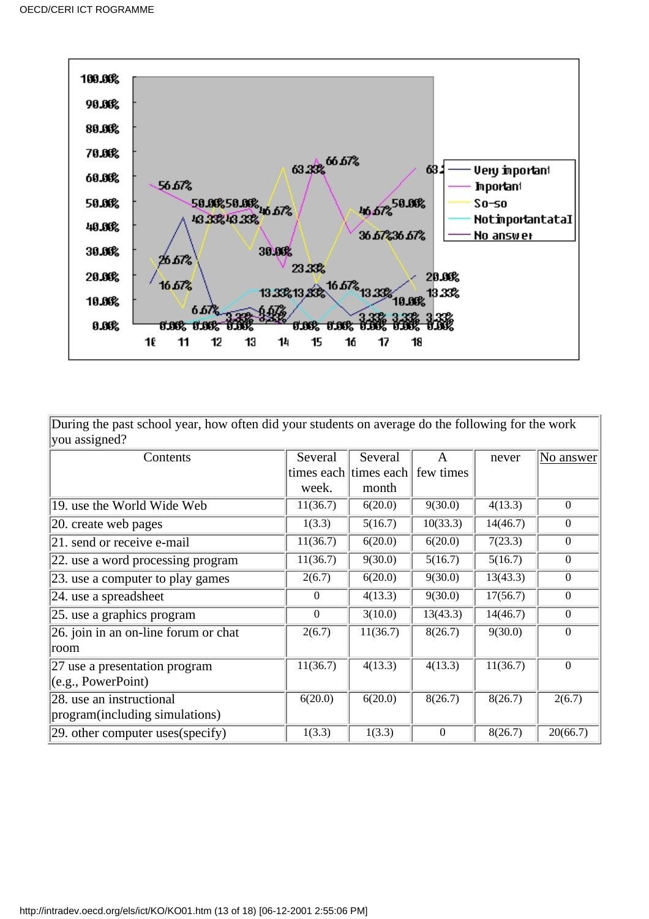| During the past school year, how often did your students on average do the following for the work you assigned? | | | | | |
|---|---|---|---|---|---|
| Contents | Several times each week. | Several times each month | A few times | never | No answer |
| 19. use the World Wide Web | 11(36.7) | 6(20.0) | 9(30.0) | 4(13.3) | 0 |
| 20. create web pages | 1(3.3) | 5(16.7) | 10(33.3) | 14(46.7) | 0 |
| 21. send or receive e-mail | 11(36.7) | 6(20.0) | 6(20.0) | 7(23.3) | 0 |
| 22. use a word processing program | 11(36.7) | 9(30.0) | 5(16.7) | 5(16.7) | 0 |
| 23. use a computer to play games | 2(6.7) | 6(20.0) | 9(30.0) | 13(43.3) | 0 |
| 24. use a spreadsheet | 0 | 4(13.3) | 9(30.0) | 17(56.7) | 0 |
| 25. use a graphics program | 0 | 3(10.0) | 13(43.3) | 14(46.7) | 0 |
| 26. join in an on-line forum or chat room | 2(6.7) | 11(36.7) | 8(26.7) | 9(30.0) | 0 |
| 27 use a presentation program (e.g., PowerPoint) | 11(36.7) | 4(13.3) | 4(13.3) | 11(36.7) | 0 |
| 28. use an instructional program(including simulations) | 6(20.0) | 6(20.0) | 8(26.7) | 8(26.7) | 2(6.7) |
| 29. other computer uses(specify) | 1(3.3) | 1(3.3) | 0 | 8(26.7) | 20(66.7) |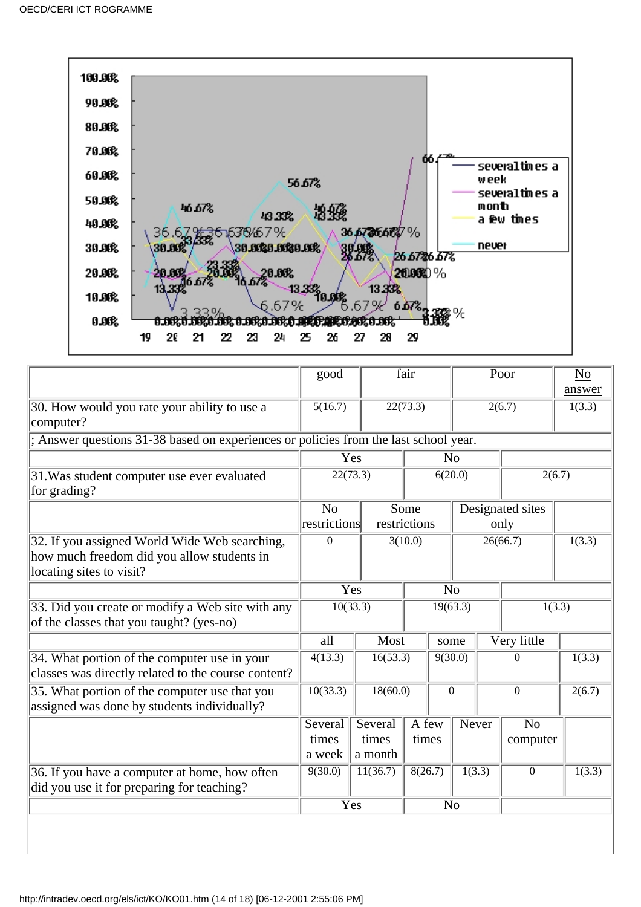| | good | fair | Poor | No answer |
|---|---|---|---|---|
| 30. How would you rate your ability to use a computer? | 5(16.7) | 22(73.3) | 2(6.7) | 1(3.3) |

; Answer questions 31-38 based on experiences or policies from the last school year.

| | Yes | No | |
|---|---|---|---|
| 31.Was student computer use ever evaluated for grading? | 22(73.3) | 6(20.0) | 2(6.7) |

| | No restrictions | Some restrictions | Designated sites only | |
|---|---|---|---|---|
| 32. If you assigned World Wide Web searching, how much freedom did you allow students in locating sites to visit? | 0 | 3(10.0) | 26(66.7) | 1(3.3) |

| | Yes | No | |
|---|---|---|---|
| 33. Did you create or modify a Web site with any of the classes that you taught? (yes-no) | 10(33.3) | 19(63.3) | 1(3.3) |

| | all | Most | some | Very little | |
|---|---|---|---|---|---|
| 34. What portion of the computer use in your classes was directly related to the course content? | 4(13.3) | 16(53.3) | 9(30.0) | 0 | 1(3.3) |
| 35. What portion of the computer use that you assigned was done by students individually? | 10(33.3) | 18(60.0) | 0 | 0 | 2(6.7) |

| | Several times a week | Several times a month | A few times | Never | No computer | |
|---|---|---|---|---|---|---|
| 36. If you have a computer at home, how often did you use it for preparing for teaching? | 9(30.0) | 11(36.7) | 8(26.7) | 1(3.3) | 0 | 1(3.3) |

| | Yes | No | |
|---|---|---|---|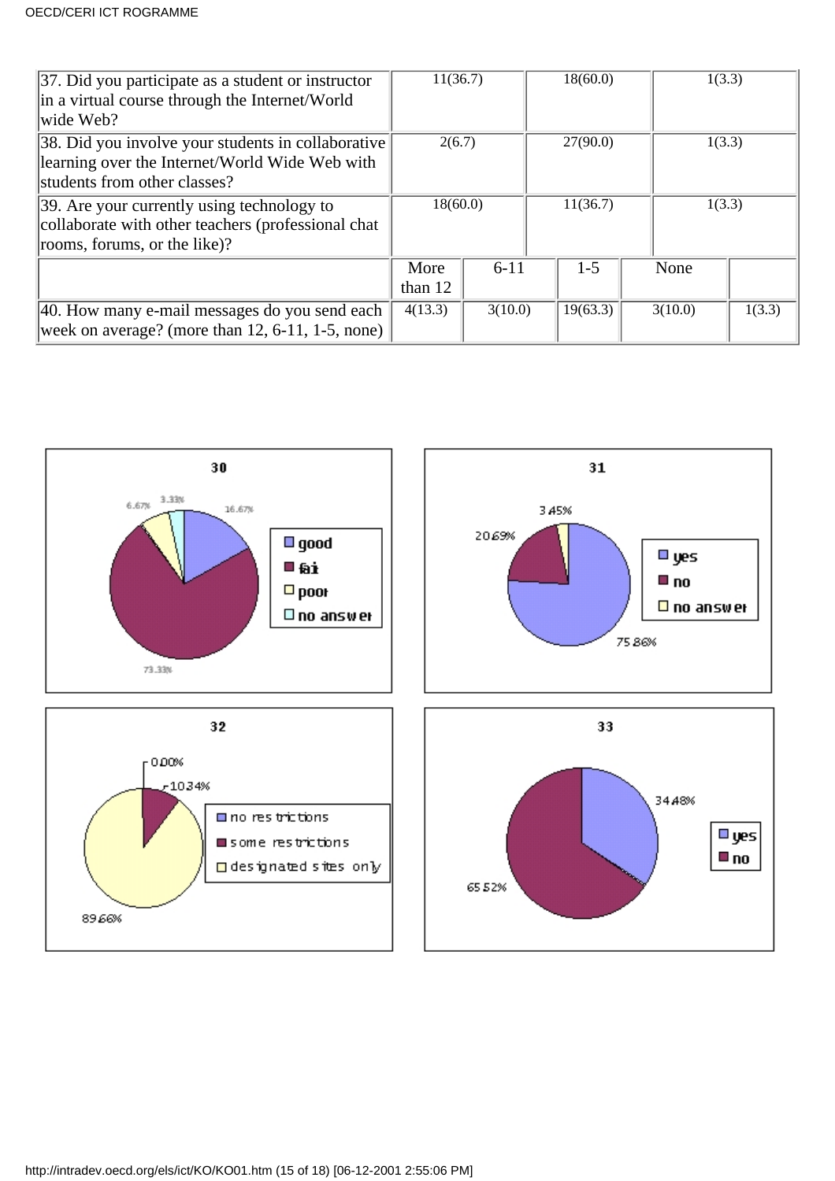| | | | | | |
|---|---|---|---|---|---|
| 37. Did you participate as a student or instructor in a virtual course through the Internet/World wide Web? | 11(36.7) | | 18(60.0) | | 1(3.3) |
| 38. Did you involve your students in collaborative learning over the Internet/World Wide Web with students from other classes? | 2(6.7) | | 27(90.0) | | 1(3.3) |
| 39. Are your currently using technology to collaborate with other teachers (professional chat rooms, forums, or the like)? | 18(60.0) | | 11(36.7) | | 1(3.3) |
| | More than 12 | 6-11 | 1-5 | None | |
| 40. How many e-mail messages do you send each week on average? (more than 12, 6-11, 1-5, none) | 4(13.3) | 3(10.0) | 19(63.3) | 3(10.0) | 1(3.3) |

**30**

- good: 16.67%
- fair: 73.33%
- poor: 6.67%
- no answer: 3.33%

**31**

- yes: 75.86%
- no: 20.69%
- no answer: 3.45%

**32**

- no restrictions: 0.00%
- some restrictions: 10.34%
- designated sites only: 89.66%

**33**

- yes: 34.48%
- no: 65.52%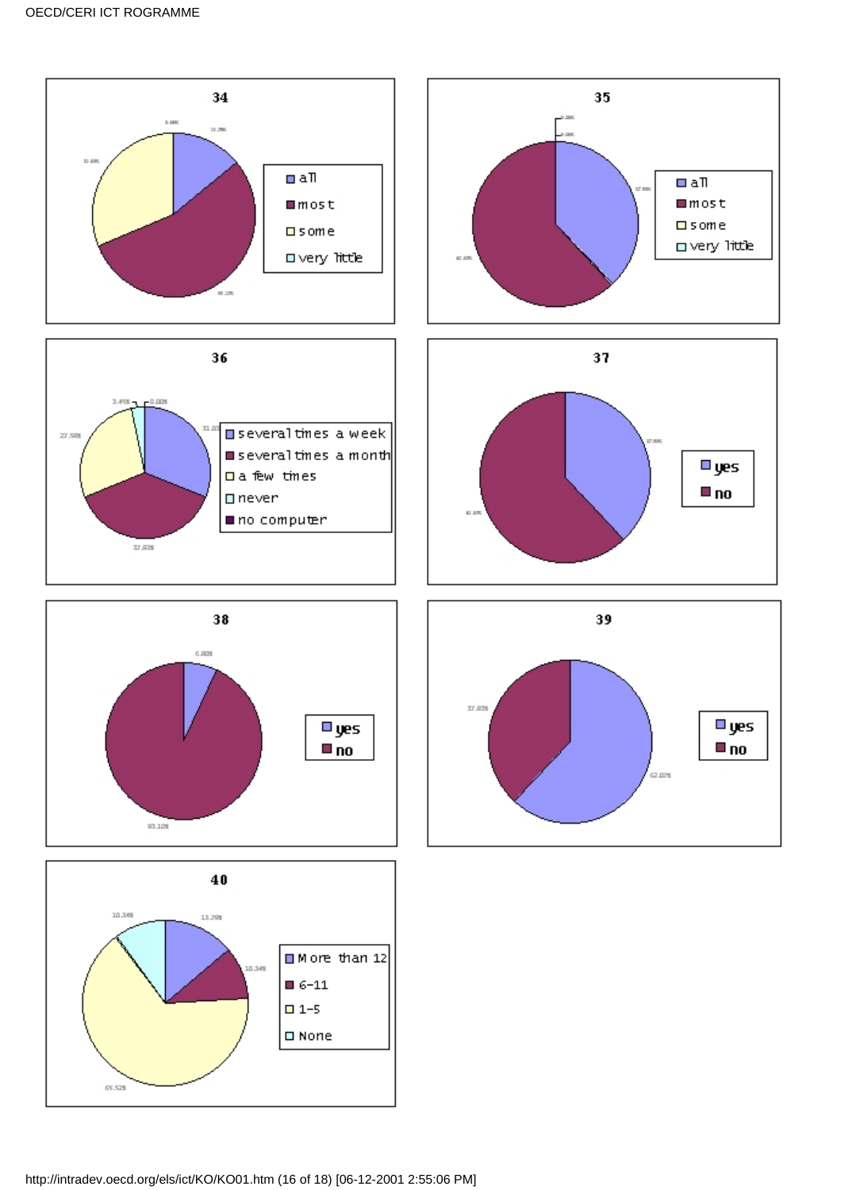**34**

- all
- most
- some
- very little

**35**

- all
- most
- some
- very little

**36**

- several times a week
- several times a month
- a few times
- never
- no computer

**37**

- yes
- no

**38**

- yes
- no

**39**

- yes
- no

**40**

- More than 12
- 6-11
- 1-5
- None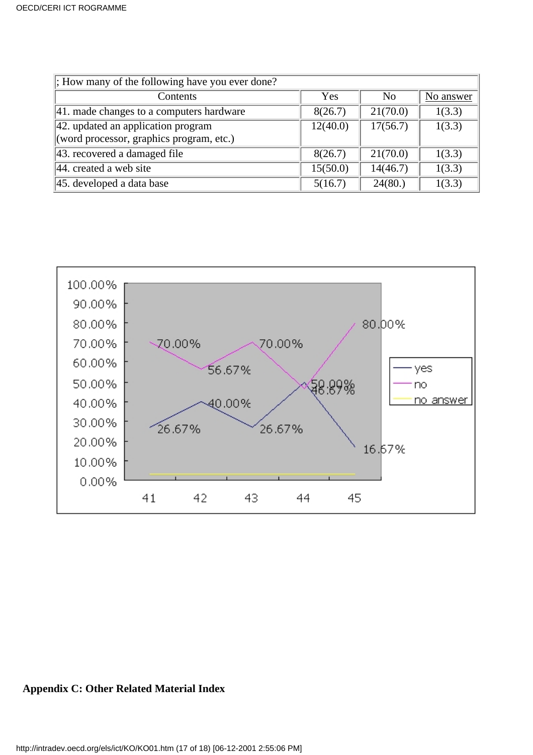| ; How many of the following have you ever done? | | | |
|---|---|---|---|
| Contents | Yes | No | No answer |
| 41. made changes to a computers hardware | 8(26.7) | 21(70.0) | 1(3.3) |
| 42. updated an application program (word processor, graphics program, etc.) | 12(40.0) | 17(56.7) | 1(3.3) |
| 43. recovered a damaged file | 8(26.7) | 21(70.0) | 1(3.3) |
| 44. created a web site | 15(50.0) | 14(46.7) | 1(3.3) |
| 45. developed a data base | 5(16.7) | 24(80.) | 1(3.3) |

**Appendix C: Other Related Material Index**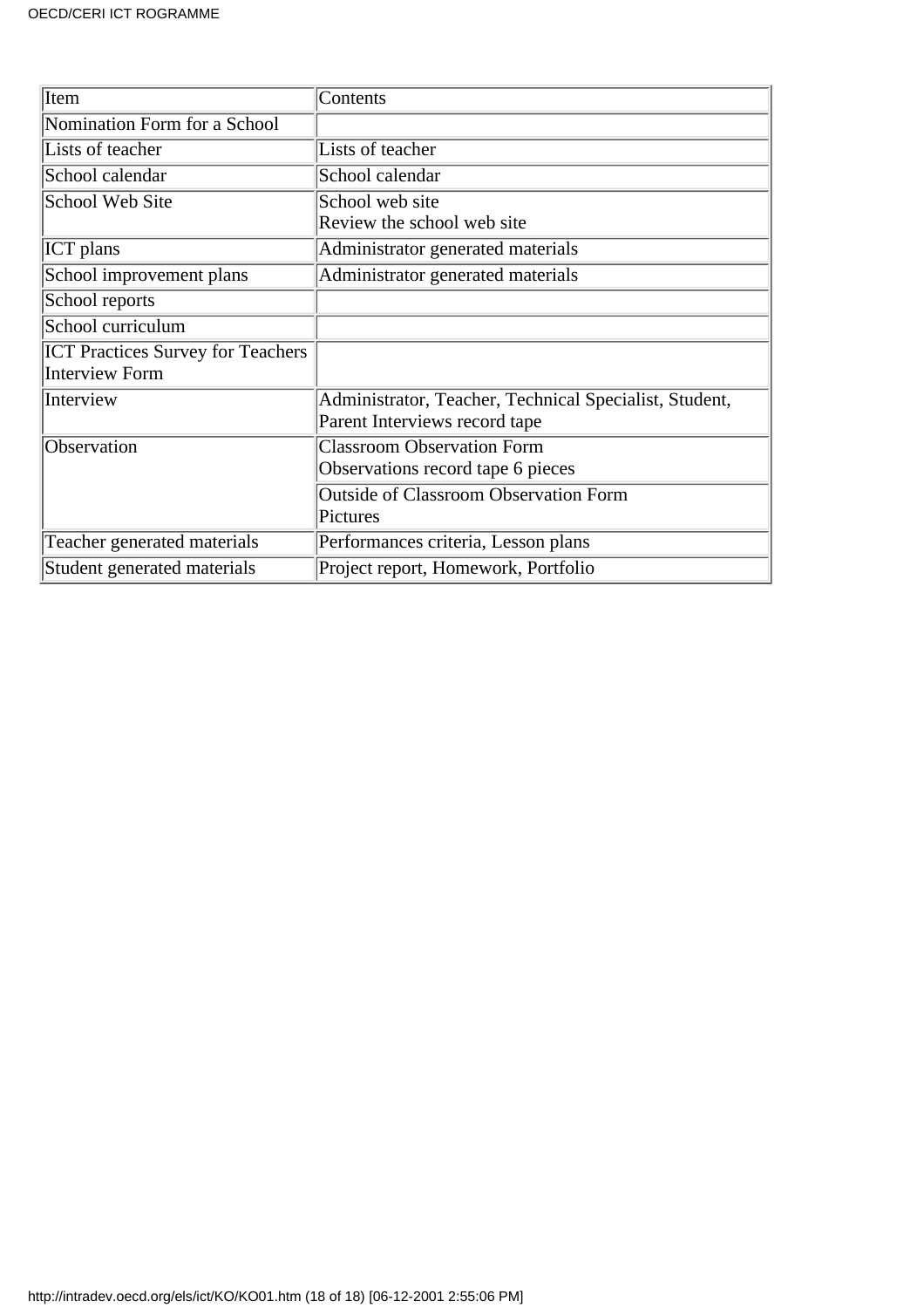| Item | Contents |
|---|---|
| Nomination Form for a School | |
| Lists of teacher | Lists of teacher |
| School calendar | School calendar |
| School Web Site | School web site<br>Review the school web site |
| ICT plans | Administrator generated materials |
| School improvement plans | Administrator generated materials |
| School reports | |
| School curriculum | |
| ICT Practices Survey for Teachers Interview Form | |
| Interview | Administrator, Teacher, Technical Specialist, Student, Parent Interviews record tape |
| Observation | Classroom Observation Form<br>Observations record tape 6 pieces |
| | Outside of Classroom Observation Form<br>Pictures |
| Teacher generated materials | Performances criteria, Lesson plans |
| Student generated materials | Project report, Homework, Portfolio |